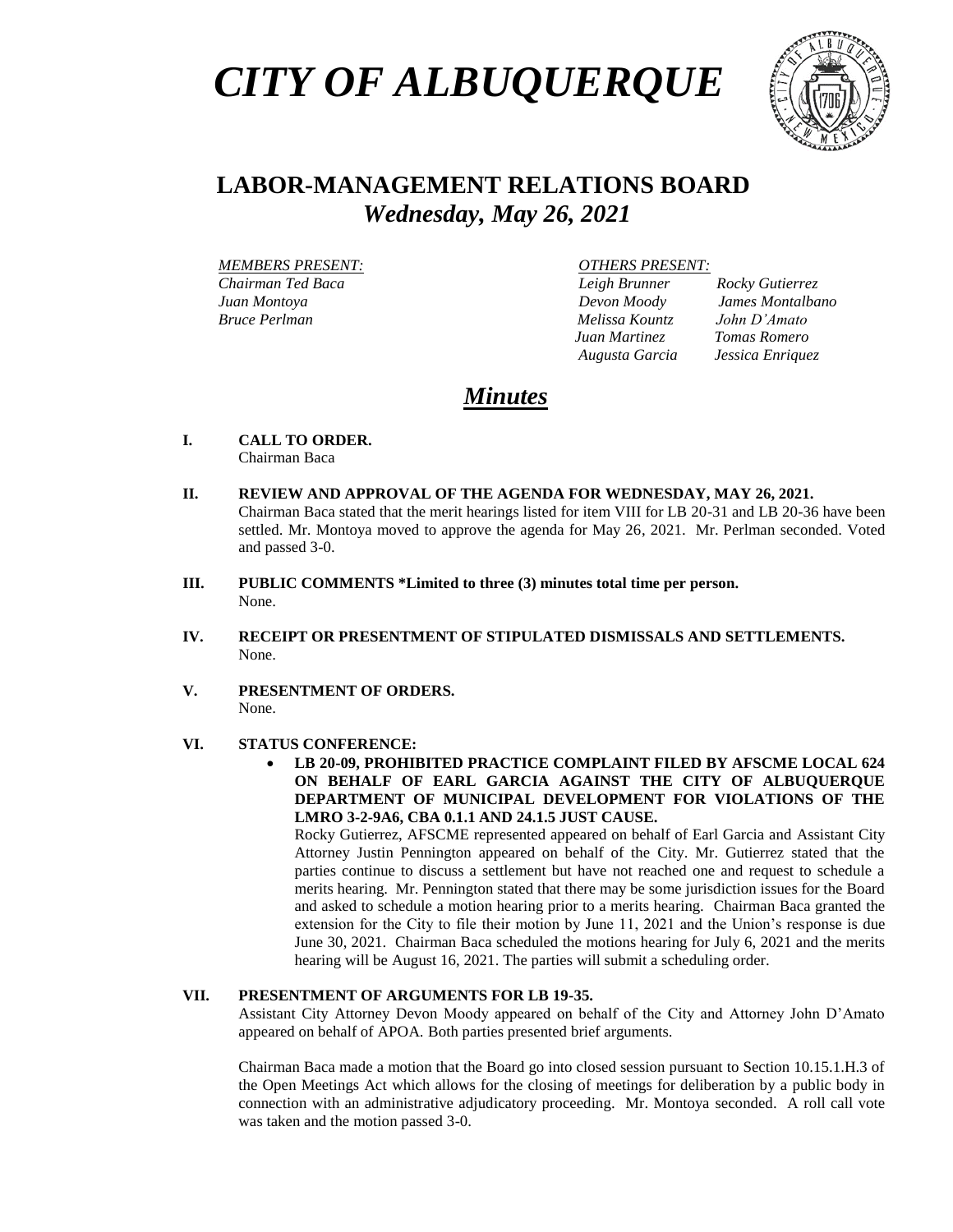# *CITY OF ALBUQUERQUE*

## LABOR-MANAGEMENT RELATIONS BOARD
### *Wednesday, May 26, 2021*

*MEMBERS PRESENT:*
*Chairman Ted Baca*
*Juan Montoya*
*Bruce Perlman*

*OTHERS PRESENT:*
*Leigh Brunner* *Rocky Gutierrez*
*Devon Moody* *James Montalbano*
*Melissa Kountz* *John D'Amato*
*Juan Martinez* *Tomas Romero*
*Augusta Garcia* *Jessica Enriquez*

## *Minutes*

**I. CALL TO ORDER.**
Chairman Baca

**II. REVIEW AND APPROVAL OF THE AGENDA FOR WEDNESDAY, MAY 26, 2021.**
Chairman Baca stated that the merit hearings listed for item VIII for LB 20-31 and LB 20-36 have been settled. Mr. Montoya moved to approve the agenda for May 26, 2021. Mr. Perlman seconded. Voted and passed 3-0.

**III. PUBLIC COMMENTS *Limited to three (3) minutes total time per person.**
None.

**IV. RECEIPT OR PRESENTMENT OF STIPULATED DISMISSALS AND SETTLEMENTS.**
None.

**V. PRESENTMENT OF ORDERS.**
None.

**VI. STATUS CONFERENCE:**

- **LB 20-09, PROHIBITED PRACTICE COMPLAINT FILED BY AFSCME LOCAL 624 ON BEHALF OF EARL GARCIA AGAINST THE CITY OF ALBUQUERQUE DEPARTMENT OF MUNICIPAL DEVELOPMENT FOR VIOLATIONS OF THE LMRO 3-2-9A6, CBA 0.1.1 AND 24.1.5 JUST CAUSE.**
Rocky Gutierrez, AFSCME represented appeared on behalf of Earl Garcia and Assistant City Attorney Justin Pennington appeared on behalf of the City. Mr. Gutierrez stated that the parties continue to discuss a settlement but have not reached one and request to schedule a merits hearing. Mr. Pennington stated that there may be some jurisdiction issues for the Board and asked to schedule a motion hearing prior to a merits hearing. Chairman Baca granted the extension for the City to file their motion by June 11, 2021 and the Union's response is due June 30, 2021. Chairman Baca scheduled the motions hearing for July 6, 2021 and the merits hearing will be August 16, 2021. The parties will submit a scheduling order.

**VII. PRESENTMENT OF ARGUMENTS FOR LB 19-35.**
Assistant City Attorney Devon Moody appeared on behalf of the City and Attorney John D'Amato appeared on behalf of APOA. Both parties presented brief arguments.

Chairman Baca made a motion that the Board go into closed session pursuant to Section 10.15.1.H.3 of the Open Meetings Act which allows for the closing of meetings for deliberation by a public body in connection with an administrative adjudicatory proceeding. Mr. Montoya seconded. A roll call vote was taken and the motion passed 3-0.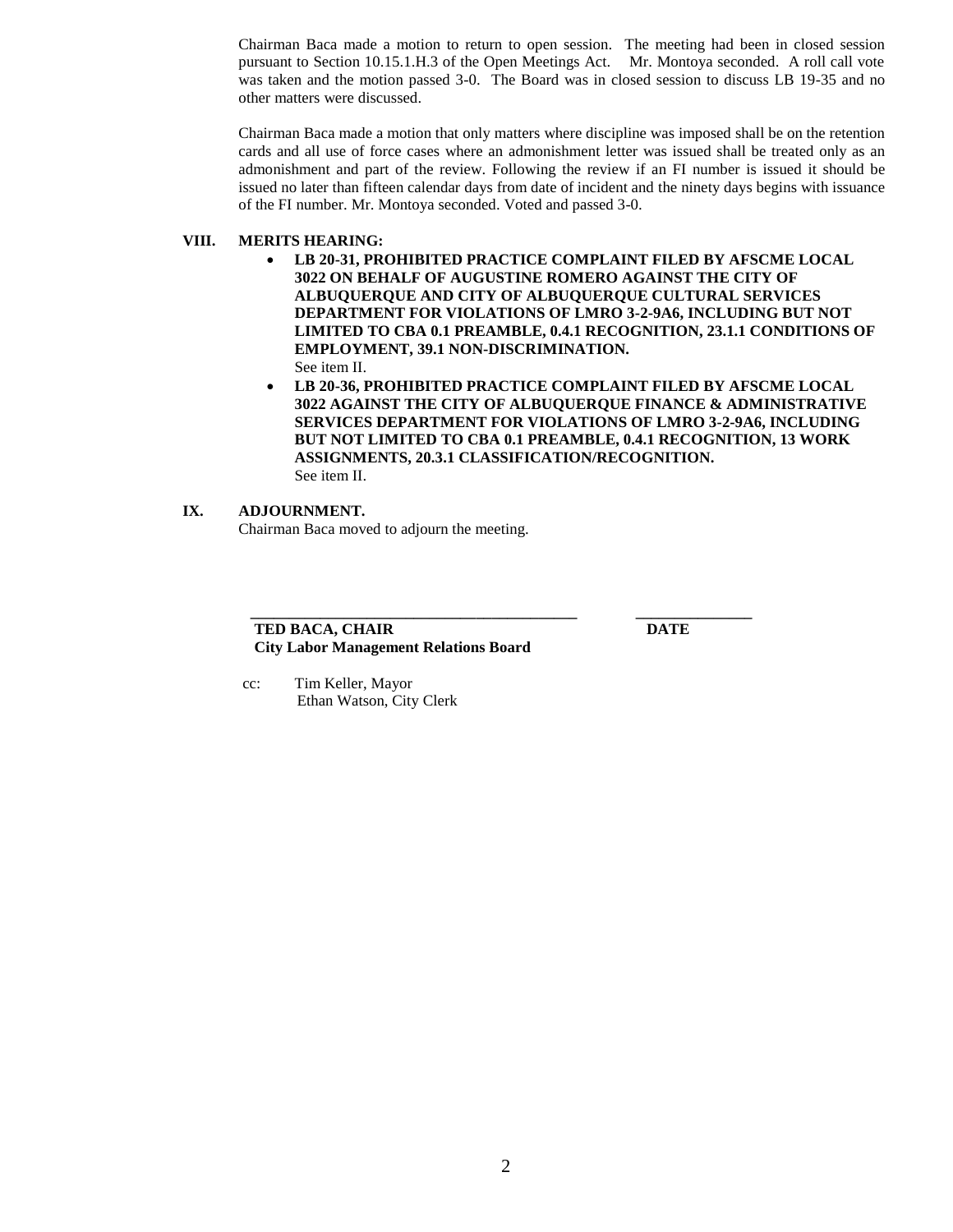Chairman Baca made a motion to return to open session. The meeting had been in closed session pursuant to Section 10.15.1.H.3 of the Open Meetings Act. Mr. Montoya seconded. A roll call vote was taken and the motion passed 3-0. The Board was in closed session to discuss LB 19-35 and no other matters were discussed.

Chairman Baca made a motion that only matters where discipline was imposed shall be on the retention cards and all use of force cases where an admonishment letter was issued shall be treated only as an admonishment and part of the review. Following the review if an FI number is issued it should be issued no later than fifteen calendar days from date of incident and the ninety days begins with issuance of the FI number. Mr. Montoya seconded. Voted and passed 3-0.

## VIII. MERITS HEARING:

- **LB 20-31, PROHIBITED PRACTICE COMPLAINT FILED BY AFSCME LOCAL 3022 ON BEHALF OF AUGUSTINE ROMERO AGAINST THE CITY OF ALBUQUERQUE AND CITY OF ALBUQUERQUE CULTURAL SERVICES DEPARTMENT FOR VIOLATIONS OF LMRO 3-2-9A6, INCLUDING BUT NOT LIMITED TO CBA 0.1 PREAMBLE, 0.4.1 RECOGNITION, 23.1.1 CONDITIONS OF EMPLOYMENT, 39.1 NON-DISCRIMINATION.**
  See item II.
- **LB 20-36, PROHIBITED PRACTICE COMPLAINT FILED BY AFSCME LOCAL 3022 AGAINST THE CITY OF ALBUQUERQUE FINANCE & ADMINISTRATIVE SERVICES DEPARTMENT FOR VIOLATIONS OF LMRO 3-2-9A6, INCLUDING BUT NOT LIMITED TO CBA 0.1 PREAMBLE, 0.4.1 RECOGNITION, 13 WORK ASSIGNMENTS, 20.3.1 CLASSIFICATION/RECOGNITION.**
  See item II.

## IX. ADJOURNMENT.

Chairman Baca moved to adjourn the meeting.

___________________________________________ _______________

**TED BACA, CHAIR** **DATE**

**City Labor Management Relations Board**

cc: Tim Keller, Mayor
Ethan Watson, City Clerk